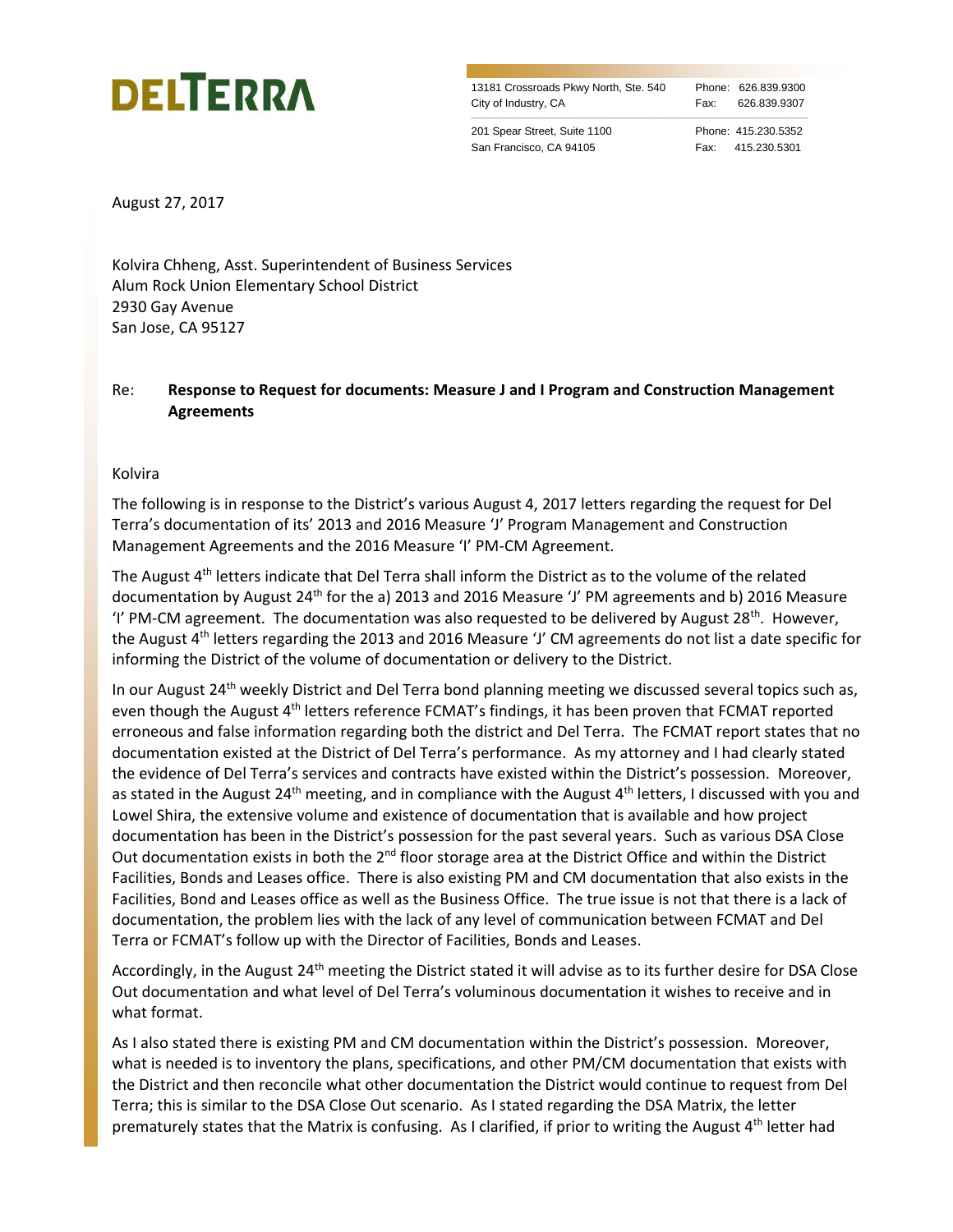# DELTERRA

13181 Crossroads Pkwy North, Ste. 540
City of Industry, CA
Phone: 626.839.9300
Fax: 626.839.9307

201 Spear Street, Suite 1100
San Francisco, CA 94105
Phone: 415.230.5352
Fax: 415.230.5301

August 27, 2017

Kolvira Chheng, Asst. Superintendent of Business Services
Alum Rock Union Elementary School District
2930 Gay Avenue
San Jose, CA 95127

Re: **Response to Request for documents: Measure J and I Program and Construction Management Agreements**

Kolvira

The following is in response to the District's various August 4, 2017 letters regarding the request for Del Terra's documentation of its' 2013 and 2016 Measure 'J' Program Management and Construction Management Agreements and the 2016 Measure 'I' PM-CM Agreement.

The August 4th letters indicate that Del Terra shall inform the District as to the volume of the related documentation by August 24th for the a) 2013 and 2016 Measure 'J' PM agreements and b) 2016 Measure 'I' PM-CM agreement. The documentation was also requested to be delivered by August 28th. However, the August 4th letters regarding the 2013 and 2016 Measure 'J' CM agreements do not list a date specific for informing the District of the volume of documentation or delivery to the District.

In our August 24th weekly District and Del Terra bond planning meeting we discussed several topics such as, even though the August 4th letters reference FCMAT's findings, it has been proven that FCMAT reported erroneous and false information regarding both the district and Del Terra. The FCMAT report states that no documentation existed at the District of Del Terra's performance. As my attorney and I had clearly stated the evidence of Del Terra's services and contracts have existed within the District's possession. Moreover, as stated in the August 24th meeting, and in compliance with the August 4th letters, I discussed with you and Lowel Shira, the extensive volume and existence of documentation that is available and how project documentation has been in the District's possession for the past several years. Such as various DSA Close Out documentation exists in both the 2nd floor storage area at the District Office and within the District Facilities, Bonds and Leases office. There is also existing PM and CM documentation that also exists in the Facilities, Bond and Leases office as well as the Business Office. The true issue is not that there is a lack of documentation, the problem lies with the lack of any level of communication between FCMAT and Del Terra or FCMAT's follow up with the Director of Facilities, Bonds and Leases.

Accordingly, in the August 24th meeting the District stated it will advise as to its further desire for DSA Close Out documentation and what level of Del Terra's voluminous documentation it wishes to receive and in what format.

As I also stated there is existing PM and CM documentation within the District's possession. Moreover, what is needed is to inventory the plans, specifications, and other PM/CM documentation that exists with the District and then reconcile what other documentation the District would continue to request from Del Terra; this is similar to the DSA Close Out scenario. As I stated regarding the DSA Matrix, the letter prematurely states that the Matrix is confusing. As I clarified, if prior to writing the August 4th letter had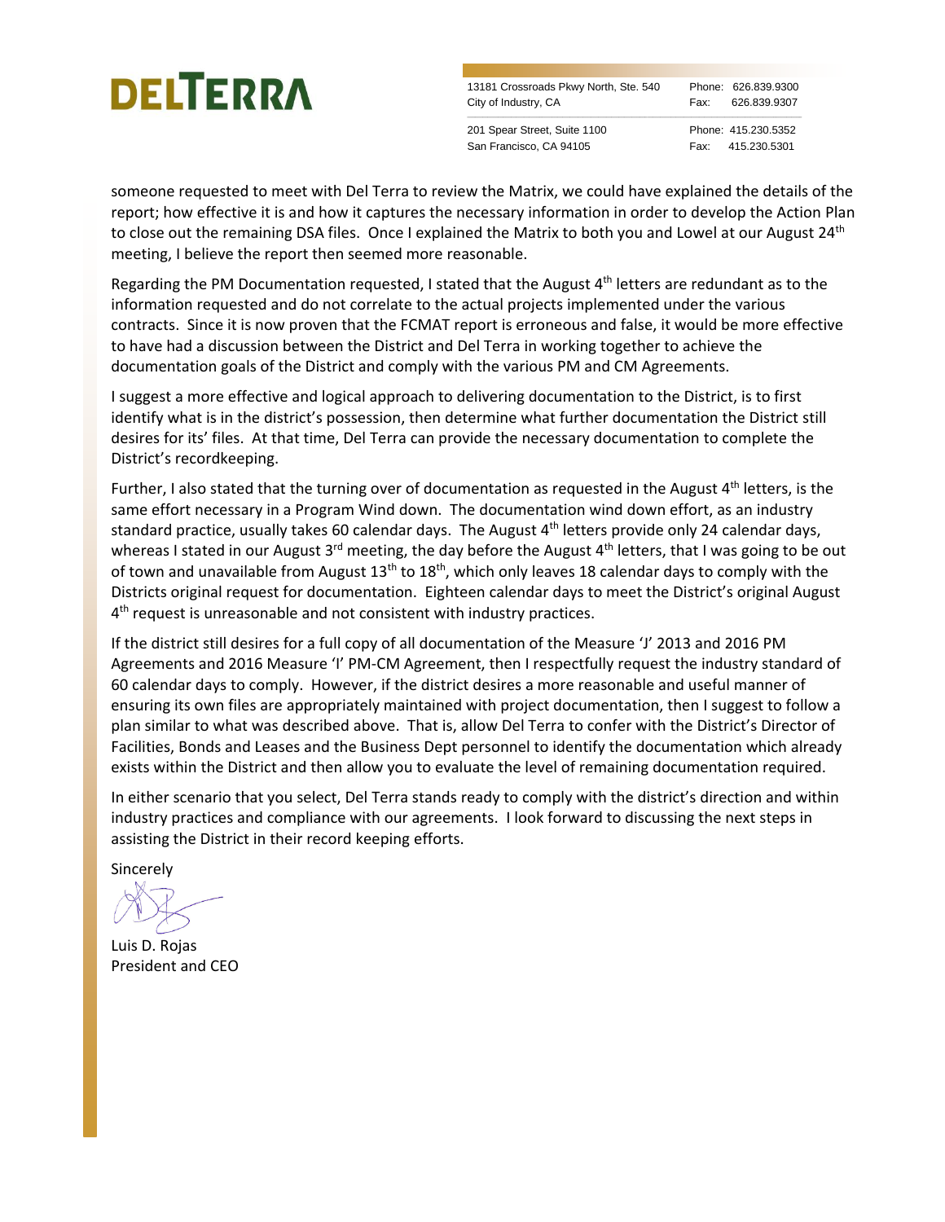# DELTERRA

13181 Crossroads Pkwy North, Ste. 540
City of Industry, CA
Phone: 626.839.9300
Fax: 626.839.9307

201 Spear Street, Suite 1100
San Francisco, CA 94105
Phone: 415.230.5352
Fax: 415.230.5301

someone requested to meet with Del Terra to review the Matrix, we could have explained the details of the report; how effective it is and how it captures the necessary information in order to develop the Action Plan to close out the remaining DSA files. Once I explained the Matrix to both you and Lowel at our August 24th meeting, I believe the report then seemed more reasonable.

Regarding the PM Documentation requested, I stated that the August 4th letters are redundant as to the information requested and do not correlate to the actual projects implemented under the various contracts. Since it is now proven that the FCMAT report is erroneous and false, it would be more effective to have had a discussion between the District and Del Terra in working together to achieve the documentation goals of the District and comply with the various PM and CM Agreements.

I suggest a more effective and logical approach to delivering documentation to the District, is to first identify what is in the district's possession, then determine what further documentation the District still desires for its' files. At that time, Del Terra can provide the necessary documentation to complete the District's recordkeeping.

Further, I also stated that the turning over of documentation as requested in the August 4th letters, is the same effort necessary in a Program Wind down. The documentation wind down effort, as an industry standard practice, usually takes 60 calendar days. The August 4th letters provide only 24 calendar days, whereas I stated in our August 3rd meeting, the day before the August 4th letters, that I was going to be out of town and unavailable from August 13th to 18th, which only leaves 18 calendar days to comply with the Districts original request for documentation. Eighteen calendar days to meet the District's original August 4th request is unreasonable and not consistent with industry practices.

If the district still desires for a full copy of all documentation of the Measure 'J' 2013 and 2016 PM Agreements and 2016 Measure 'I' PM-CM Agreement, then I respectfully request the industry standard of 60 calendar days to comply. However, if the district desires a more reasonable and useful manner of ensuring its own files are appropriately maintained with project documentation, then I suggest to follow a plan similar to what was described above. That is, allow Del Terra to confer with the District's Director of Facilities, Bonds and Leases and the Business Dept personnel to identify the documentation which already exists within the District and then allow you to evaluate the level of remaining documentation required.

In either scenario that you select, Del Terra stands ready to comply with the district's direction and within industry practices and compliance with our agreements. I look forward to discussing the next steps in assisting the District in their record keeping efforts.

Sincerely

Luis D. Rojas
President and CEO